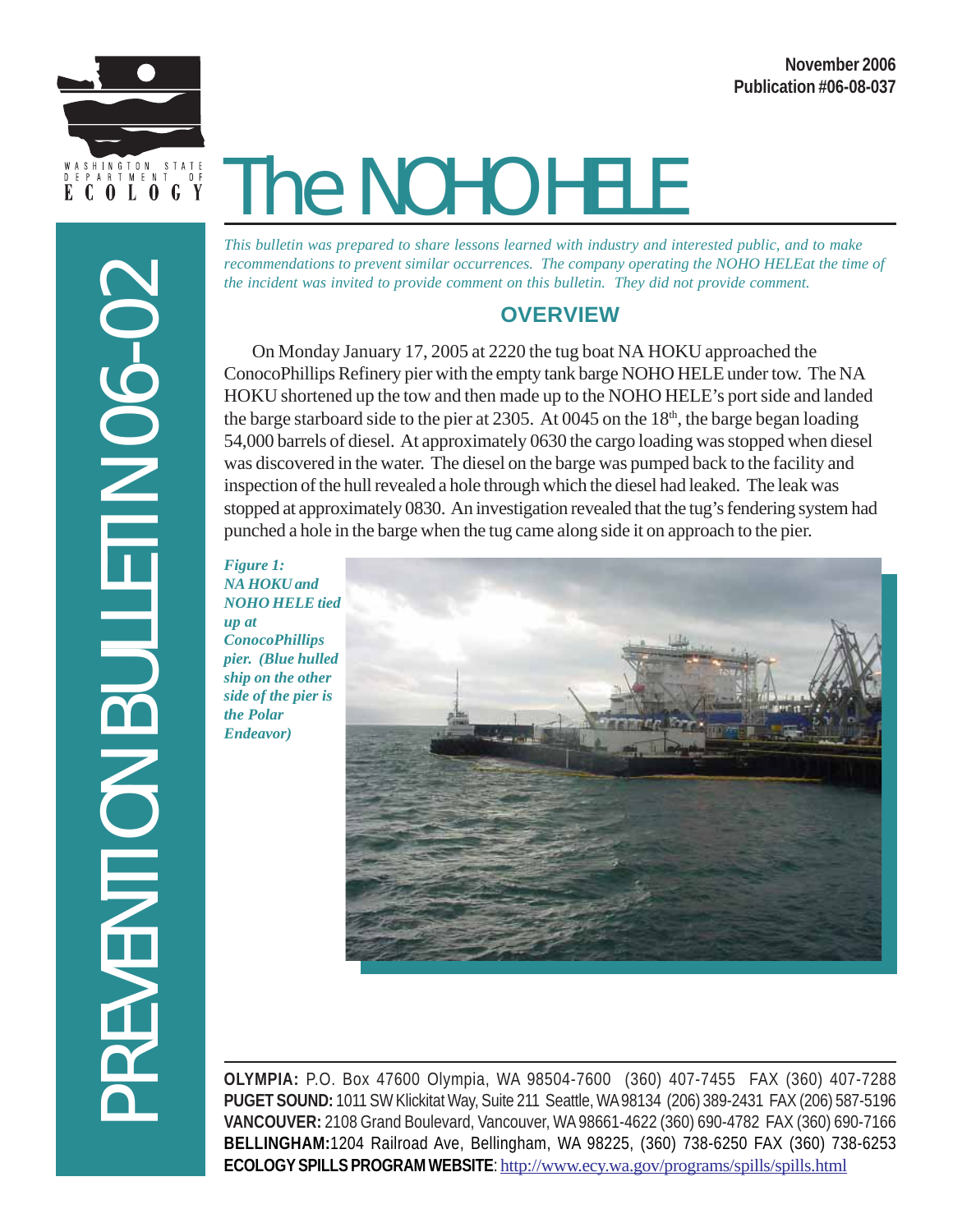November 2006
Publication #06-08-037

WASHINGTON STATE DEPARTMENT OF ECOLOGY

PREVENTION BULLETIN 06-02

# The NOHO HELE

*This bulletin was prepared to share lessons learned with industry and interested public, and to make recommendations to prevent similar occurrences. The company operating the NOHO HELEat the time of the incident was invited to provide comment on this bulletin. They did not provide comment.*

## OVERVIEW

On Monday January 17, 2005 at 2220 the tug boat NA HOKU approached the ConocoPhillips Refinery pier with the empty tank barge NOHO HELE under tow. The NA HOKU shortened up the tow and then made up to the NOHO HELE's port side and landed the barge starboard side to the pier at 2305. At 0045 on the 18th, the barge began loading 54,000 barrels of diesel. At approximately 0630 the cargo loading was stopped when diesel was discovered in the water. The diesel on the barge was pumped back to the facility and inspection of the hull revealed a hole through which the diesel had leaked. The leak was stopped at approximately 0830. An investigation revealed that the tug's fendering system had punched a hole in the barge when the tug came along side it on approach to the pier.

*Figure 1: NA HOKU and NOHO HELE tied up at ConocoPhillips pier. (Blue hulled ship on the other side of the pier is the Polar Endeavor)*

**OLYMPIA:** P.O. Box 47600 Olympia, WA 98504-7600 (360) 407-7455 FAX (360) 407-7288
**PUGET SOUND:** 1011 SW Klickitat Way, Suite 211 Seattle, WA 98134 (206) 389-2431 FAX (206) 587-5196
**VANCOUVER:** 2108 Grand Boulevard, Vancouver, WA 98661-4622 (360) 690-4782 FAX (360) 690-7166
**BELLINGHAM:** 1204 Railroad Ave, Bellingham, WA 98225, (360) 738-6250 FAX (360) 738-6253
**ECOLOGY SPILLS PROGRAM WEBSITE**: http://www.ecy.wa.gov/programs/spills/spills.html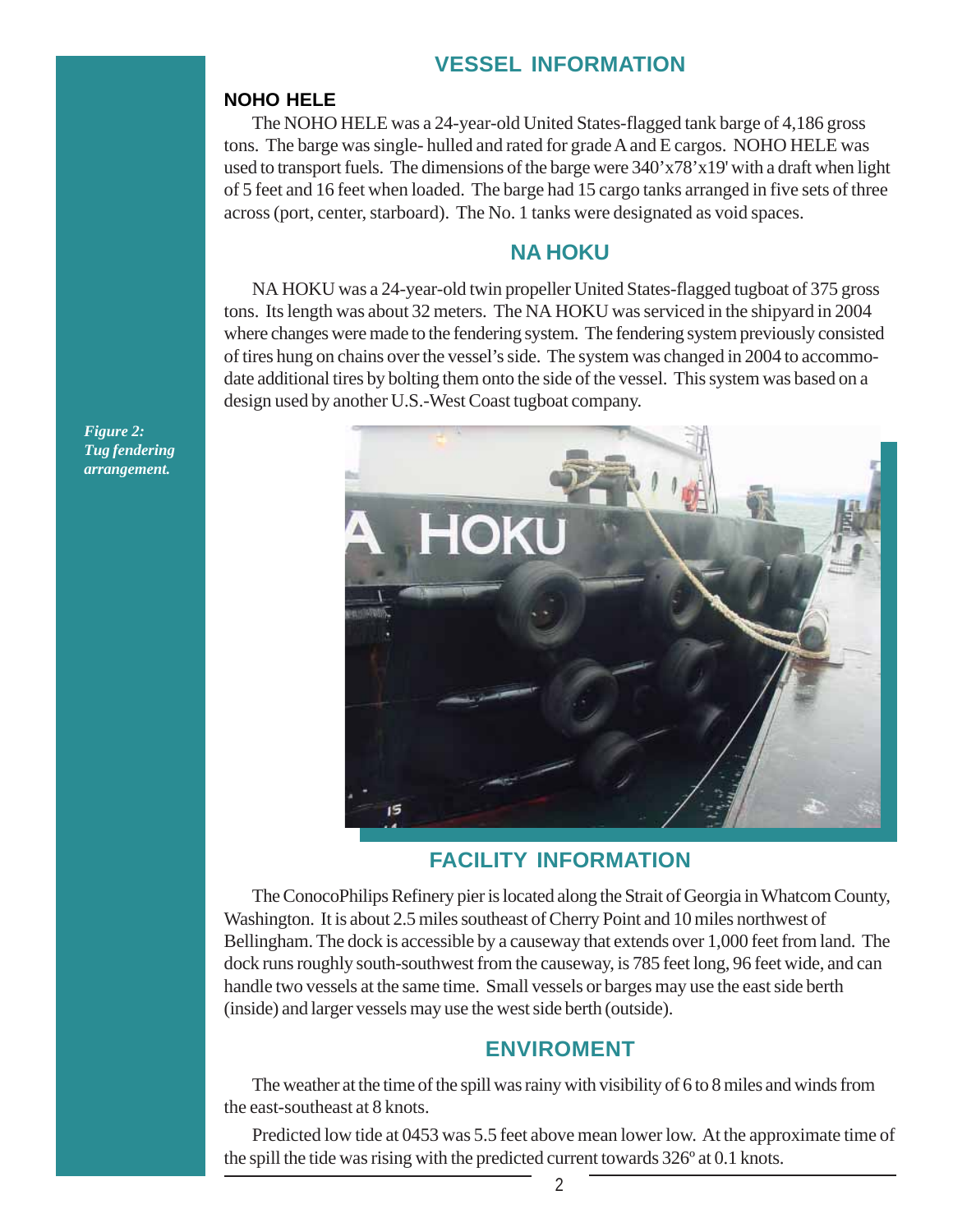# VESSEL INFORMATION

### NOHO HELE

The NOHO HELE was a 24-year-old United States-flagged tank barge of 4,186 gross tons. The barge was single- hulled and rated for grade A and E cargos. NOHO HELE was used to transport fuels. The dimensions of the barge were 340'x78'x19' with a draft when light of 5 feet and 16 feet when loaded. The barge had 15 cargo tanks arranged in five sets of three across (port, center, starboard). The No. 1 tanks were designated as void spaces.

## NA HOKU

NA HOKU was a 24-year-old twin propeller United States-flagged tugboat of 375 gross tons. Its length was about 32 meters. The NA HOKU was serviced in the shipyard in 2004 where changes were made to the fendering system. The fendering system previously consisted of tires hung on chains over the vessel's side. The system was changed in 2004 to accommodate additional tires by bolting them onto the side of the vessel. This system was based on a design used by another U.S.-West Coast tugboat company.

*Figure 2: Tug fendering arrangement.*

## FACILITY INFORMATION

The ConocoPhilips Refinery pier is located along the Strait of Georgia in Whatcom County, Washington. It is about 2.5 miles southeast of Cherry Point and 10 miles northwest of Bellingham. The dock is accessible by a causeway that extends over 1,000 feet from land. The dock runs roughly south-southwest from the causeway, is 785 feet long, 96 feet wide, and can handle two vessels at the same time. Small vessels or barges may use the east side berth (inside) and larger vessels may use the west side berth (outside).

## ENVIROMENT

The weather at the time of the spill was rainy with visibility of 6 to 8 miles and winds from the east-southeast at 8 knots.

Predicted low tide at 0453 was 5.5 feet above mean lower low. At the approximate time of the spill the tide was rising with the predicted current towards 326º at 0.1 knots.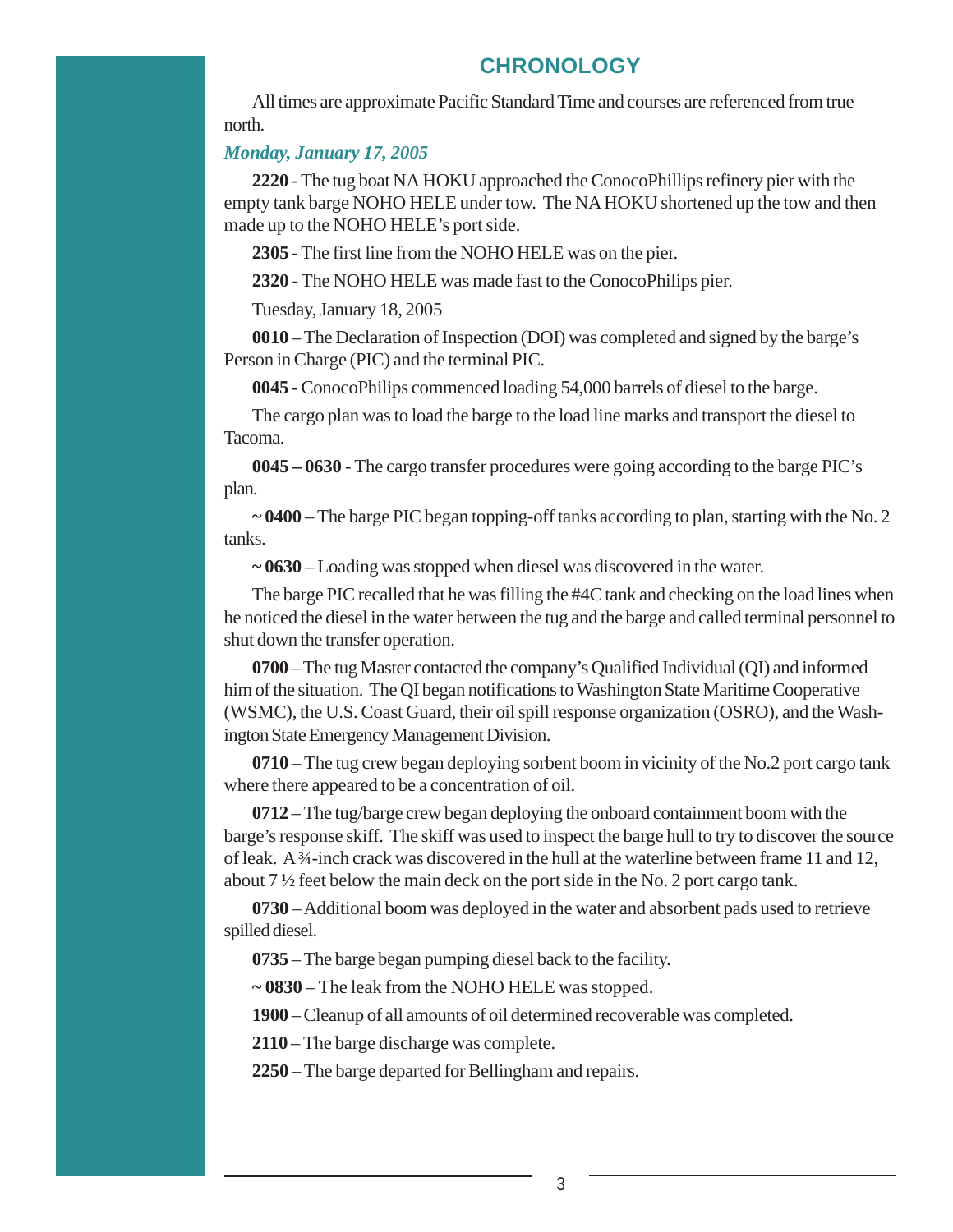## CHRONOLOGY

All times are approximate Pacific Standard Time and courses are referenced from true north.

*Monday, January 17, 2005*

**2220** - The tug boat NA HOKU approached the ConocoPhillips refinery pier with the empty tank barge NOHO HELE under tow. The NA HOKU shortened up the tow and then made up to the NOHO HELE's port side.

**2305** - The first line from the NOHO HELE was on the pier.

**2320** - The NOHO HELE was made fast to the ConocoPhilips pier.

Tuesday, January 18, 2005

**0010** – The Declaration of Inspection (DOI) was completed and signed by the barge's Person in Charge (PIC) and the terminal PIC.

**0045** - ConocoPhilips commenced loading 54,000 barrels of diesel to the barge.

The cargo plan was to load the barge to the load line marks and transport the diesel to Tacoma.

**0045 – 0630** - The cargo transfer procedures were going according to the barge PIC's plan.

**~ 0400** – The barge PIC began topping-off tanks according to plan, starting with the No. 2 tanks.

**~ 0630** – Loading was stopped when diesel was discovered in the water.

The barge PIC recalled that he was filling the #4C tank and checking on the load lines when he noticed the diesel in the water between the tug and the barge and called terminal personnel to shut down the transfer operation.

**0700** – The tug Master contacted the company's Qualified Individual (QI) and informed him of the situation. The QI began notifications to Washington State Maritime Cooperative (WSMC), the U.S. Coast Guard, their oil spill response organization (OSRO), and the Washington State Emergency Management Division.

**0710** – The tug crew began deploying sorbent boom in vicinity of the No.2 port cargo tank where there appeared to be a concentration of oil.

**0712** – The tug/barge crew began deploying the onboard containment boom with the barge's response skiff. The skiff was used to inspect the barge hull to try to discover the source of leak. A ¾-inch crack was discovered in the hull at the waterline between frame 11 and 12, about 7 ½ feet below the main deck on the port side in the No. 2 port cargo tank.

**0730** – Additional boom was deployed in the water and absorbent pads used to retrieve spilled diesel.

**0735** – The barge began pumping diesel back to the facility.

**~ 0830** – The leak from the NOHO HELE was stopped.

**1900** – Cleanup of all amounts of oil determined recoverable was completed.

**2110** – The barge discharge was complete.

**2250** – The barge departed for Bellingham and repairs.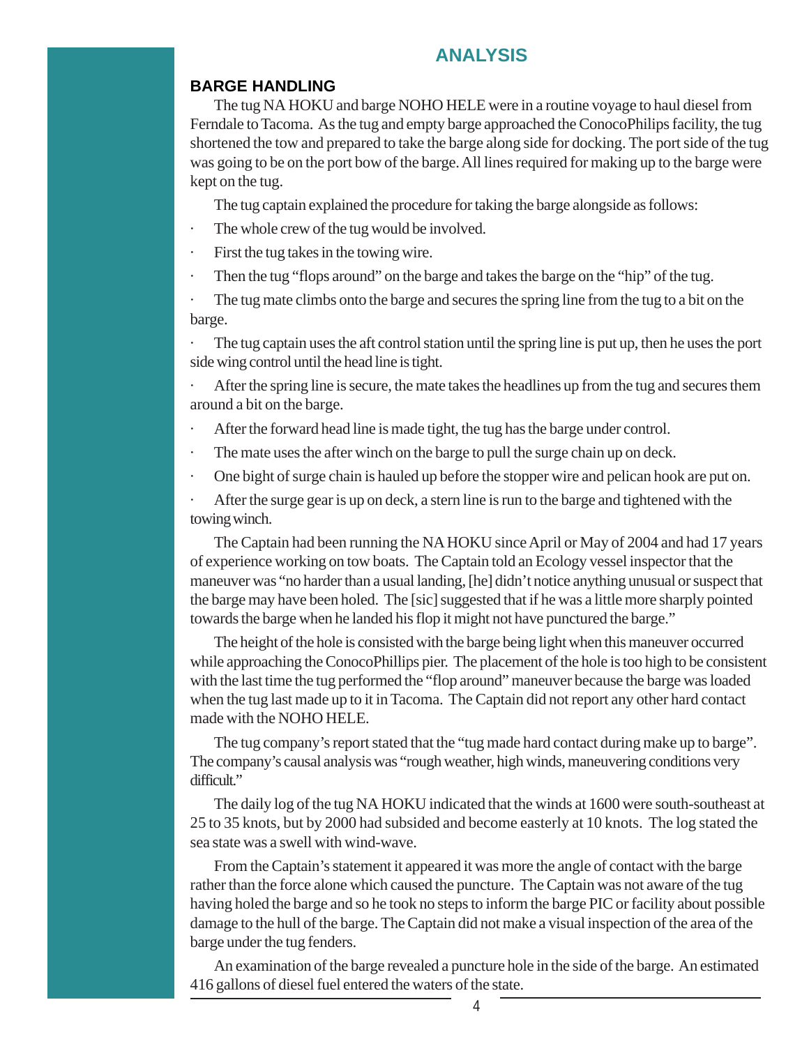# ANALYSIS

## BARGE HANDLING

The tug NA HOKU and barge NOHO HELE were in a routine voyage to haul diesel from Ferndale to Tacoma. As the tug and empty barge approached the ConocoPhilips facility, the tug shortened the tow and prepared to take the barge along side for docking. The port side of the tug was going to be on the port bow of the barge. All lines required for making up to the barge were kept on the tug.

The tug captain explained the procedure for taking the barge alongside as follows:

- The whole crew of the tug would be involved.
- First the tug takes in the towing wire.
- Then the tug "flops around" on the barge and takes the barge on the "hip" of the tug.
- The tug mate climbs onto the barge and secures the spring line from the tug to a bit on the barge.
- The tug captain uses the aft control station until the spring line is put up, then he uses the port side wing control until the head line is tight.
- After the spring line is secure, the mate takes the headlines up from the tug and secures them around a bit on the barge.
- After the forward head line is made tight, the tug has the barge under control.
- The mate uses the after winch on the barge to pull the surge chain up on deck.
- One bight of surge chain is hauled up before the stopper wire and pelican hook are put on.
- After the surge gear is up on deck, a stern line is run to the barge and tightened with the towing winch.

The Captain had been running the NA HOKU since April or May of 2004 and had 17 years of experience working on tow boats. The Captain told an Ecology vessel inspector that the maneuver was "no harder than a usual landing, [he] didn't notice anything unusual or suspect that the barge may have been holed. The [sic] suggested that if he was a little more sharply pointed towards the barge when he landed his flop it might not have punctured the barge."

The height of the hole is consisted with the barge being light when this maneuver occurred while approaching the ConocoPhillips pier. The placement of the hole is too high to be consistent with the last time the tug performed the "flop around" maneuver because the barge was loaded when the tug last made up to it in Tacoma. The Captain did not report any other hard contact made with the NOHO HELE.

The tug company's report stated that the "tug made hard contact during make up to barge". The company's causal analysis was "rough weather, high winds, maneuvering conditions very difficult."

The daily log of the tug NA HOKU indicated that the winds at 1600 were south-southeast at 25 to 35 knots, but by 2000 had subsided and become easterly at 10 knots. The log stated the sea state was a swell with wind-wave.

From the Captain's statement it appeared it was more the angle of contact with the barge rather than the force alone which caused the puncture. The Captain was not aware of the tug having holed the barge and so he took no steps to inform the barge PIC or facility about possible damage to the hull of the barge. The Captain did not make a visual inspection of the area of the barge under the tug fenders.

An examination of the barge revealed a puncture hole in the side of the barge. An estimated 416 gallons of diesel fuel entered the waters of the state.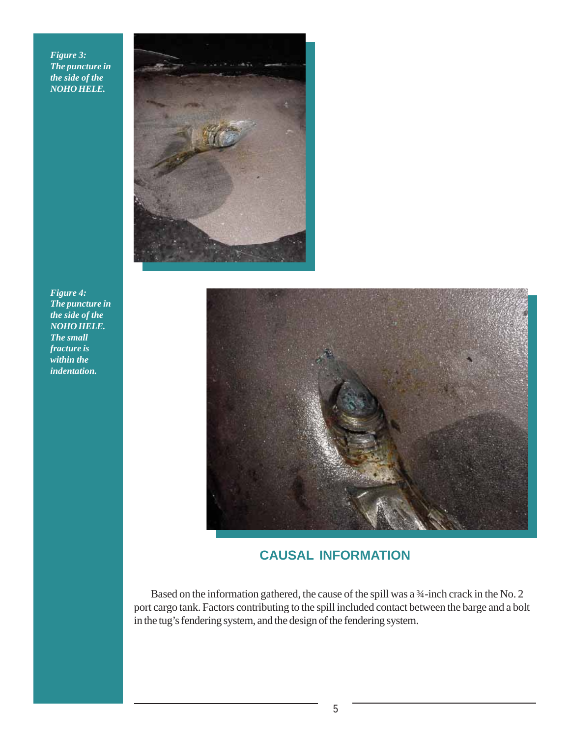*Figure 3: The puncture in the side of the NOHO HELE.*

*Figure 4: The puncture in the side of the NOHO HELE. The small fracture is within the indentation.*

## CAUSAL INFORMATION

Based on the information gathered, the cause of the spill was a ¾-inch crack in the No. 2 port cargo tank. Factors contributing to the spill included contact between the barge and a bolt in the tug's fendering system, and the design of the fendering system.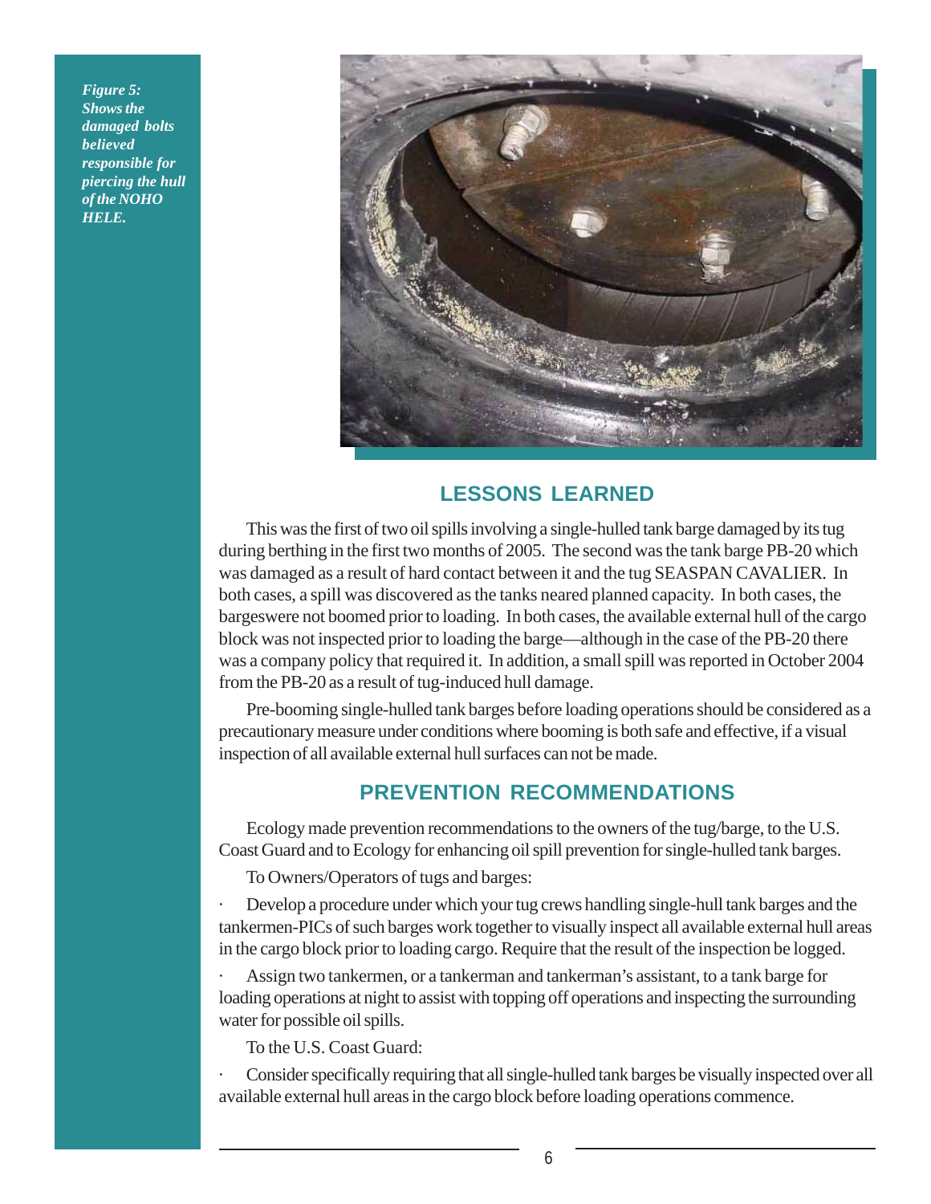*Figure 5: Shows the damaged bolts believed responsible for piercing the hull of the NOHO HELE.*

## LESSONS LEARNED

This was the first of two oil spills involving a single-hulled tank barge damaged by its tug during berthing in the first two months of 2005. The second was the tank barge PB-20 which was damaged as a result of hard contact between it and the tug SEASPAN CAVALIER. In both cases, a spill was discovered as the tanks neared planned capacity. In both cases, the bargeswere not boomed prior to loading. In both cases, the available external hull of the cargo block was not inspected prior to loading the barge—although in the case of the PB-20 there was a company policy that required it. In addition, a small spill was reported in October 2004 from the PB-20 as a result of tug-induced hull damage.

Pre-booming single-hulled tank barges before loading operations should be considered as a precautionary measure under conditions where booming is both safe and effective, if a visual inspection of all available external hull surfaces can not be made.

## PREVENTION RECOMMENDATIONS

Ecology made prevention recommendations to the owners of the tug/barge, to the U.S. Coast Guard and to Ecology for enhancing oil spill prevention for single-hulled tank barges.

To Owners/Operators of tugs and barges:

- Develop a procedure under which your tug crews handling single-hull tank barges and the tankermen-PICs of such barges work together to visually inspect all available external hull areas in the cargo block prior to loading cargo. Require that the result of the inspection be logged.
- Assign two tankermen, or a tankerman and tankerman's assistant, to a tank barge for loading operations at night to assist with topping off operations and inspecting the surrounding water for possible oil spills.

To the U.S. Coast Guard:

- Consider specifically requiring that all single-hulled tank barges be visually inspected over all available external hull areas in the cargo block before loading operations commence.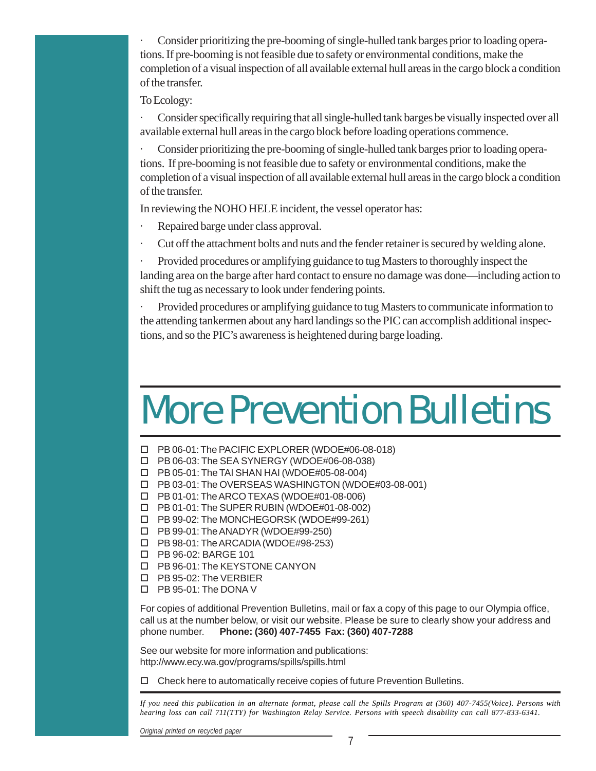- Consider prioritizing the pre-booming of single-hulled tank barges prior to loading operations. If pre-booming is not feasible due to safety or environmental conditions, make the completion of a visual inspection of all available external hull areas in the cargo block a condition of the transfer.

To Ecology:

- Consider specifically requiring that all single-hulled tank barges be visually inspected over all available external hull areas in the cargo block before loading operations commence.
- Consider prioritizing the pre-booming of single-hulled tank barges prior to loading operations. If pre-booming is not feasible due to safety or environmental conditions, make the completion of a visual inspection of all available external hull areas in the cargo block a condition of the transfer.

In reviewing the NOHO HELE incident, the vessel operator has:

- Repaired barge under class approval.
- Cut off the attachment bolts and nuts and the fender retainer is secured by welding alone.
- Provided procedures or amplifying guidance to tug Masters to thoroughly inspect the landing area on the barge after hard contact to ensure no damage was done—including action to shift the tug as necessary to look under fendering points.
- Provided procedures or amplifying guidance to tug Masters to communicate information to the attending tankermen about any hard landings so the PIC can accomplish additional inspections, and so the PIC's awareness is heightened during barge loading.

# More Prevention Bulletins

- ☐ PB 06-01: The PACIFIC EXPLORER (WDOE#06-08-018)
- ☐ PB 06-03: The SEA SYNERGY (WDOE#06-08-038)
- ☐ PB 05-01: The TAI SHAN HAI (WDOE#05-08-004)
- ☐ PB 03-01: The OVERSEAS WASHINGTON (WDOE#03-08-001)
- ☐ PB 01-01: The ARCO TEXAS (WDOE#01-08-006)
- ☐ PB 01-01: The SUPER RUBIN (WDOE#01-08-002)
- ☐ PB 99-02: The MONCHEGORSK (WDOE#99-261)
- ☐ PB 99-01: The ANADYR (WDOE#99-250)
- ☐ PB 98-01: The ARCADIA (WDOE#98-253)
- ☐ PB 96-02: BARGE 101
- ☐ PB 96-01: The KEYSTONE CANYON
- ☐ PB 95-02: The VERBIER
- ☐ PB 95-01: The DONA V

For copies of additional Prevention Bulletins, mail or fax a copy of this page to our Olympia office, call us at the number below, or visit our website. Please be sure to clearly show your address and phone number. **Phone: (360) 407-7455 Fax: (360) 407-7288**

See our website for more information and publications:
http://www.ecy.wa.gov/programs/spills/spills.html

☐ Check here to automatically receive copies of future Prevention Bulletins.

*If you need this publication in an alternate format, please call the Spills Program at (360) 407-7455(Voice). Persons with hearing loss can call 711(TTY) for Washington Relay Service. Persons with speech disability can call 877-833-6341.*

*Original printed on recycled paper*